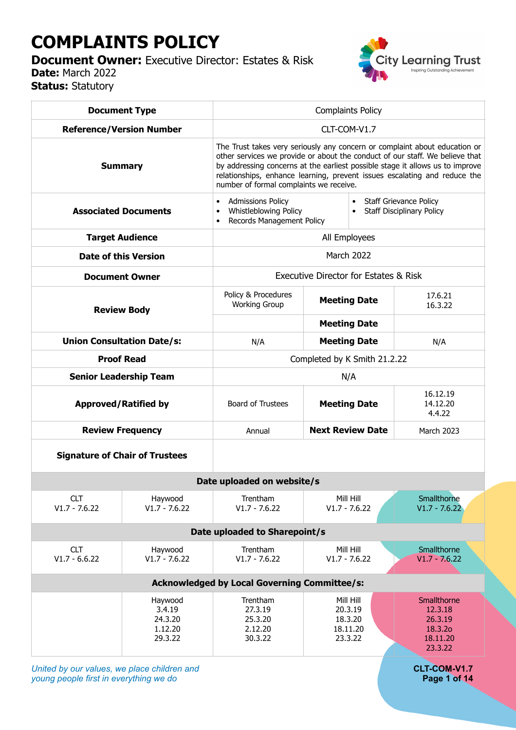# COMPLAINTS POLICY

**Document Owner:** Executive Director: Estates & Risk
**Date:** March 2022
**Status:** Statutory

| **Document Type** | Complaints Policy | | | |
|---|---|---|---|---|
| **Reference/Version Number** | CLT-COM-V1.7 | | | |
| **Summary** | The Trust takes very seriously any concern or complaint about education or other services we provide or about the conduct of our staff. We believe that by addressing concerns at the earliest possible stage it allows us to improve relationships, enhance learning, prevent issues escalating and reduce the number of formal complaints we receive. | | | |
| **Associated Documents** | • Admissions Policy<br>• Whistleblowing Policy<br>• Records Management Policy | • Staff Grievance Policy<br>• Staff Disciplinary Policy | | |
| **Target Audience** | All Employees | | | |
| **Date of this Version** | March 2022 | | | |
| **Document Owner** | Executive Director for Estates & Risk | | | |
| **Review Body** | Policy & Procedures Working Group | **Meeting Date** | 17.6.21<br>16.3.22 | |
| | | **Meeting Date** | | |
| **Union Consultation Date/s:** | N/A | **Meeting Date** | N/A | |
| **Proof Read** | Completed by K Smith 21.2.22 | | | |
| **Senior Leadership Team** | N/A | | | |
| **Approved/Ratified by** | Board of Trustees | **Meeting Date** | 16.12.19<br>14.12.20<br>4.4.22 | |
| **Review Frequency** | Annual | **Next Review Date** | March 2023 | |
| **Signature of Chair of Trustees** | | | | |
| **Date uploaded on website/s** | | | | |
| CLT<br>V1.7 - 7.6.22 | Haywood<br>V1.7 - 7.6.22 | Trentham<br>V1.7 - 7.6.22 | Mill Hill<br>V1.7 - 7.6.22 | Smallthorne<br>V1.7 - 7.6.22 |
| **Date uploaded to Sharepoint/s** | | | | |
| CLT<br>V1.7 - 6.6.22 | Haywood<br>V1.7 - 7.6.22 | Trentham<br>V1.7 - 7.6.22 | Mill Hill<br>V1.7 - 7.6.22 | Smallthorne<br>V1.7 - 7.6.22 |
| **Acknowledged by Local Governing Committee/s:** | | | | |
| | Haywood<br>3.4.19<br>24.3.20<br>1.12.20<br>29.3.22 | Trentham<br>27.3.19<br>25.3.20<br>2.12.20<br>30.3.22 | Mill Hill<br>20.3.19<br>18.3.20<br>18.11.20<br>23.3.22 | Smallthorne<br>12.3.18<br>26.3.19<br>18.3.2o<br>18.11.20<br>23.3.22 |

*United by our values, we place children and young people first in everything we do*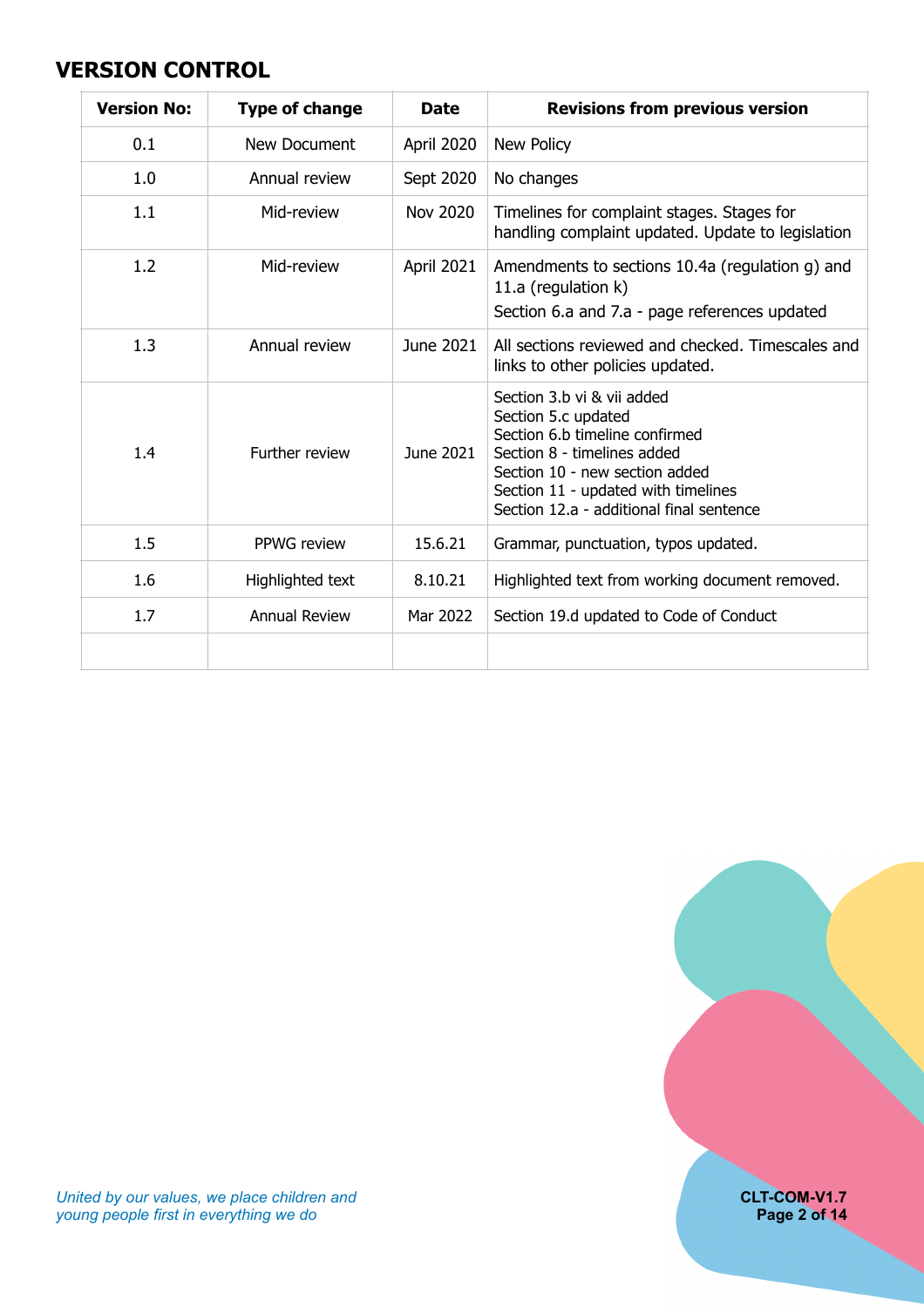## VERSION CONTROL

| Version No: | Type of change | Date | Revisions from previous version |
|---|---|---|---|
| 0.1 | New Document | April 2020 | New Policy |
| 1.0 | Annual review | Sept 2020 | No changes |
| 1.1 | Mid-review | Nov 2020 | Timelines for complaint stages. Stages for handling complaint updated. Update to legislation |
| 1.2 | Mid-review | April 2021 | Amendments to sections 10.4a (regulation g) and 11.a (regulation k)<br>Section 6.a and 7.a - page references updated |
| 1.3 | Annual review | June 2021 | All sections reviewed and checked. Timescales and links to other policies updated. |
| 1.4 | Further review | June 2021 | Section 3.b vi & vii added<br>Section 5.c updated<br>Section 6.b timeline confirmed<br>Section 8 - timelines added<br>Section 10 - new section added<br>Section 11 - updated with timelines<br>Section 12.a - additional final sentence |
| 1.5 | PPWG review | 15.6.21 | Grammar, punctuation, typos updated. |
| 1.6 | Highlighted text | 8.10.21 | Highlighted text from working document removed. |
| 1.7 | Annual Review | Mar 2022 | Section 19.d updated to Code of Conduct |
| | | | |

*United by our values, we place children and young people first in everything we do*

CLT-COM-V1.7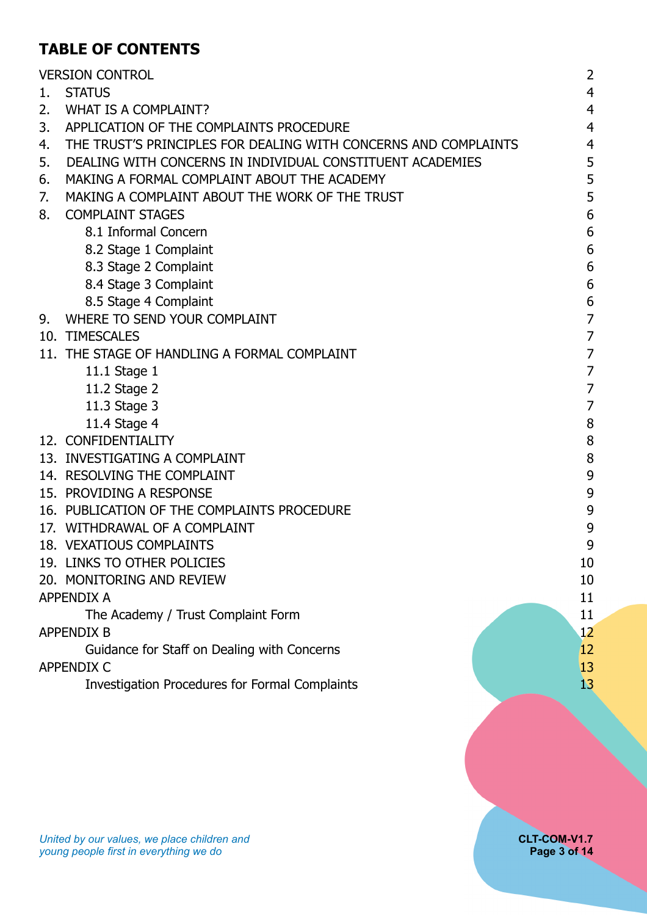# TABLE OF CONTENTS

| | |
|---|---|
| VERSION CONTROL | 2 |
| 1. STATUS | 4 |
| 2. WHAT IS A COMPLAINT? | 4 |
| 3. APPLICATION OF THE COMPLAINTS PROCEDURE | 4 |
| 4. THE TRUST'S PRINCIPLES FOR DEALING WITH CONCERNS AND COMPLAINTS | 4 |
| 5. DEALING WITH CONCERNS IN INDIVIDUAL CONSTITUENT ACADEMIES | 5 |
| 6. MAKING A FORMAL COMPLAINT ABOUT THE ACADEMY | 5 |
| 7. MAKING A COMPLAINT ABOUT THE WORK OF THE TRUST | 5 |
| 8. COMPLAINT STAGES | 6 |
| 8.1 Informal Concern | 6 |
| 8.2 Stage 1 Complaint | 6 |
| 8.3 Stage 2 Complaint | 6 |
| 8.4 Stage 3 Complaint | 6 |
| 8.5 Stage 4 Complaint | 6 |
| 9. WHERE TO SEND YOUR COMPLAINT | 7 |
| 10. TIMESCALES | 7 |
| 11. THE STAGE OF HANDLING A FORMAL COMPLAINT | 7 |
| 11.1 Stage 1 | 7 |
| 11.2 Stage 2 | 7 |
| 11.3 Stage 3 | 7 |
| 11.4 Stage 4 | 8 |
| 12. CONFIDENTIALITY | 8 |
| 13. INVESTIGATING A COMPLAINT | 8 |
| 14. RESOLVING THE COMPLAINT | 9 |
| 15. PROVIDING A RESPONSE | 9 |
| 16. PUBLICATION OF THE COMPLAINTS PROCEDURE | 9 |
| 17. WITHDRAWAL OF A COMPLAINT | 9 |
| 18. VEXATIOUS COMPLAINTS | 9 |
| 19. LINKS TO OTHER POLICIES | 10 |
| 20. MONITORING AND REVIEW | 10 |
| APPENDIX A | 11 |
| The Academy / Trust Complaint Form | 11 |
| APPENDIX B | 12 |
| Guidance for Staff on Dealing with Concerns | 12 |
| APPENDIX C | 13 |
| Investigation Procedures for Formal Complaints | 13 |

*United by our values, we place children and young people first in everything we do*

**CLT-COM-V1.7**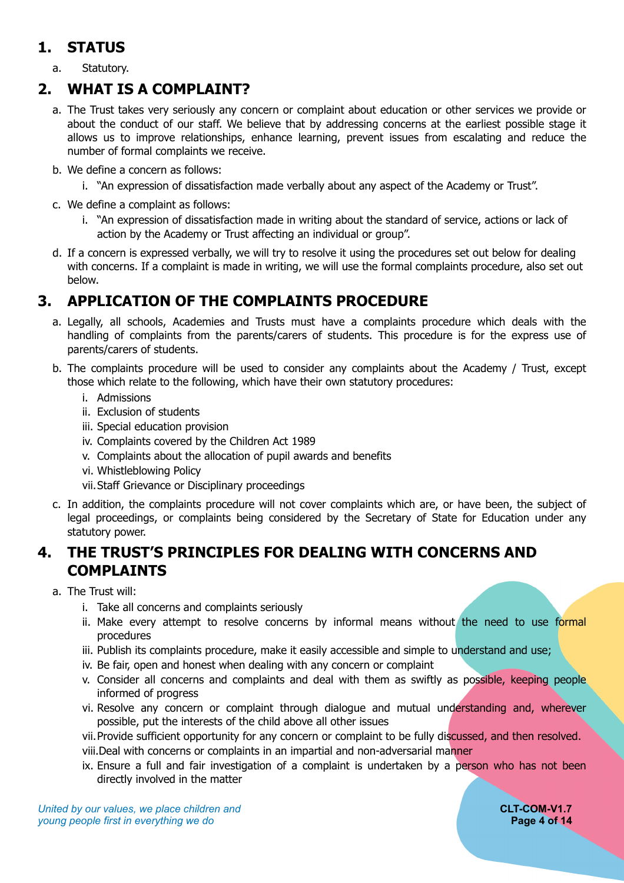## 1. STATUS

a. Statutory.

## 2. WHAT IS A COMPLAINT?

a. The Trust takes very seriously any concern or complaint about education or other services we provide or about the conduct of our staff. We believe that by addressing concerns at the earliest possible stage it allows us to improve relationships, enhance learning, prevent issues from escalating and reduce the number of formal complaints we receive.

b. We define a concern as follows:

   i. "An expression of dissatisfaction made verbally about any aspect of the Academy or Trust".

c. We define a complaint as follows:

   i. "An expression of dissatisfaction made in writing about the standard of service, actions or lack of action by the Academy or Trust affecting an individual or group".

d. If a concern is expressed verbally, we will try to resolve it using the procedures set out below for dealing with concerns. If a complaint is made in writing, we will use the formal complaints procedure, also set out below.

## 3. APPLICATION OF THE COMPLAINTS PROCEDURE

a. Legally, all schools, Academies and Trusts must have a complaints procedure which deals with the handling of complaints from the parents/carers of students. This procedure is for the express use of parents/carers of students.

b. The complaints procedure will be used to consider any complaints about the Academy / Trust, except those which relate to the following, which have their own statutory procedures:

   i. Admissions
   ii. Exclusion of students
   iii. Special education provision
   iv. Complaints covered by the Children Act 1989
   v. Complaints about the allocation of pupil awards and benefits
   vi. Whistleblowing Policy
   vii. Staff Grievance or Disciplinary proceedings

c. In addition, the complaints procedure will not cover complaints which are, or have been, the subject of legal proceedings, or complaints being considered by the Secretary of State for Education under any statutory power.

## 4. THE TRUST'S PRINCIPLES FOR DEALING WITH CONCERNS AND COMPLAINTS

a. The Trust will:

   i. Take all concerns and complaints seriously
   ii. Make every attempt to resolve concerns by informal means without the need to use formal procedures
   iii. Publish its complaints procedure, make it easily accessible and simple to understand and use;
   iv. Be fair, open and honest when dealing with any concern or complaint
   v. Consider all concerns and complaints and deal with them as swiftly as possible, keeping people informed of progress
   vi. Resolve any concern or complaint through dialogue and mutual understanding and, wherever possible, put the interests of the child above all other issues
   vii. Provide sufficient opportunity for any concern or complaint to be fully discussed, and then resolved.
   viii. Deal with concerns or complaints in an impartial and non-adversarial manner
   ix. Ensure a full and fair investigation of a complaint is undertaken by a person who has not been directly involved in the matter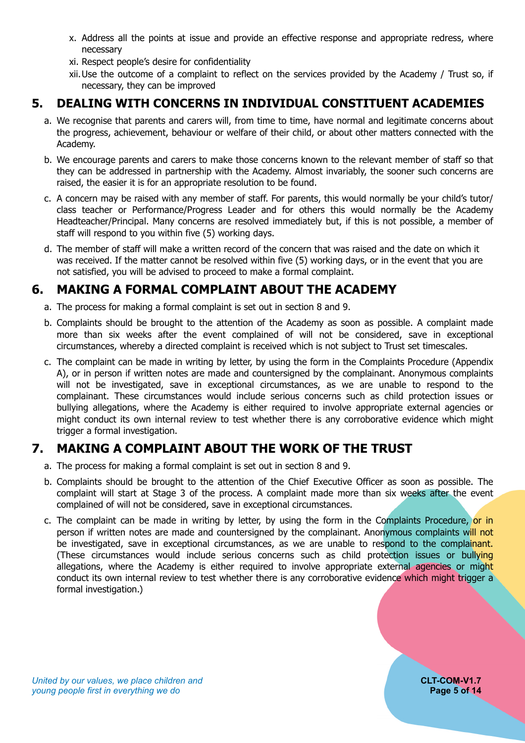x. Address all the points at issue and provide an effective response and appropriate redress, where necessary

xi. Respect people's desire for confidentiality

xii. Use the outcome of a complaint to reflect on the services provided by the Academy / Trust so, if necessary, they can be improved

## 5. DEALING WITH CONCERNS IN INDIVIDUAL CONSTITUENT ACADEMIES

a. We recognise that parents and carers will, from time to time, have normal and legitimate concerns about the progress, achievement, behaviour or welfare of their child, or about other matters connected with the Academy.

b. We encourage parents and carers to make those concerns known to the relevant member of staff so that they can be addressed in partnership with the Academy. Almost invariably, the sooner such concerns are raised, the easier it is for an appropriate resolution to be found.

c. A concern may be raised with any member of staff. For parents, this would normally be your child's tutor/ class teacher or Performance/Progress Leader and for others this would normally be the Academy Headteacher/Principal. Many concerns are resolved immediately but, if this is not possible, a member of staff will respond to you within five (5) working days.

d. The member of staff will make a written record of the concern that was raised and the date on which it was received. If the matter cannot be resolved within five (5) working days, or in the event that you are not satisfied, you will be advised to proceed to make a formal complaint.

## 6. MAKING A FORMAL COMPLAINT ABOUT THE ACADEMY

a. The process for making a formal complaint is set out in section 8 and 9.

b. Complaints should be brought to the attention of the Academy as soon as possible. A complaint made more than six weeks after the event complained of will not be considered, save in exceptional circumstances, whereby a directed complaint is received which is not subject to Trust set timescales.

c. The complaint can be made in writing by letter, by using the form in the Complaints Procedure (Appendix A), or in person if written notes are made and countersigned by the complainant. Anonymous complaints will not be investigated, save in exceptional circumstances, as we are unable to respond to the complainant. These circumstances would include serious concerns such as child protection issues or bullying allegations, where the Academy is either required to involve appropriate external agencies or might conduct its own internal review to test whether there is any corroborative evidence which might trigger a formal investigation.

## 7. MAKING A COMPLAINT ABOUT THE WORK OF THE TRUST

a. The process for making a formal complaint is set out in section 8 and 9.

b. Complaints should be brought to the attention of the Chief Executive Officer as soon as possible. The complaint will start at Stage 3 of the process. A complaint made more than six weeks after the event complained of will not be considered, save in exceptional circumstances.

c. The complaint can be made in writing by letter, by using the form in the Complaints Procedure, or in person if written notes are made and countersigned by the complainant. Anonymous complaints will not be investigated, save in exceptional circumstances, as we are unable to respond to the complainant. (These circumstances would include serious concerns such as child protection issues or bullying allegations, where the Academy is either required to involve appropriate external agencies or might conduct its own internal review to test whether there is any corroborative evidence which might trigger a formal investigation.)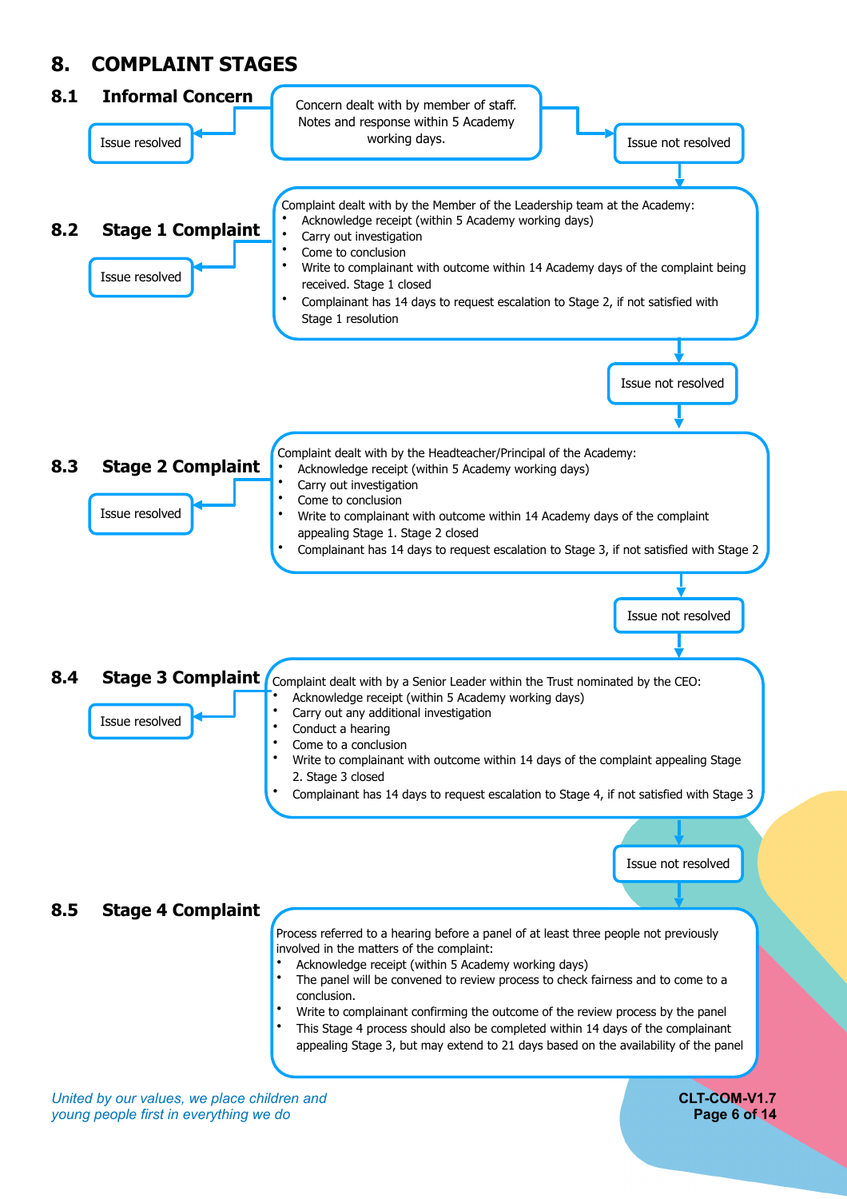# 8. COMPLAINT STAGES

## 8.1 Informal Concern

Concern dealt with by member of staff. Notes and response within 5 Academy working days.

- Issue resolved
- Issue not resolved

## 8.2 Stage 1 Complaint

Complaint dealt with by the Member of the Leadership team at the Academy:

- Acknowledge receipt (within 5 Academy working days)
- Carry out investigation
- Come to conclusion
- Write to complainant with outcome within 14 Academy days of the complaint being received. Stage 1 closed
- Complainant has 14 days to request escalation to Stage 2, if not satisfied with Stage 1 resolution

Issue resolved

Issue not resolved

## 8.3 Stage 2 Complaint

Complaint dealt with by the Headteacher/Principal of the Academy:

- Acknowledge receipt (within 5 Academy working days)
- Carry out investigation
- Come to conclusion
- Write to complainant with outcome within 14 Academy days of the complaint appealing Stage 1. Stage 2 closed
- Complainant has 14 days to request escalation to Stage 3, if not satisfied with Stage 2

Issue resolved

Issue not resolved

## 8.4 Stage 3 Complaint

Complaint dealt with by a Senior Leader within the Trust nominated by the CEO:

- Acknowledge receipt (within 5 Academy working days)
- Carry out any additional investigation
- Conduct a hearing
- Come to a conclusion
- Write to complainant with outcome within 14 days of the complaint appealing Stage 2. Stage 3 closed
- Complainant has 14 days to request escalation to Stage 4, if not satisfied with Stage 3

Issue resolved

Issue not resolved

## 8.5 Stage 4 Complaint

Process referred to a hearing before a panel of at least three people not previously involved in the matters of the complaint:

- Acknowledge receipt (within 5 Academy working days)
- The panel will be convened to review process to check fairness and to come to a conclusion.
- Write to complainant confirming the outcome of the review process by the panel
- This Stage 4 process should also be completed within 14 days of the complainant appealing Stage 3, but may extend to 21 days based on the availability of the panel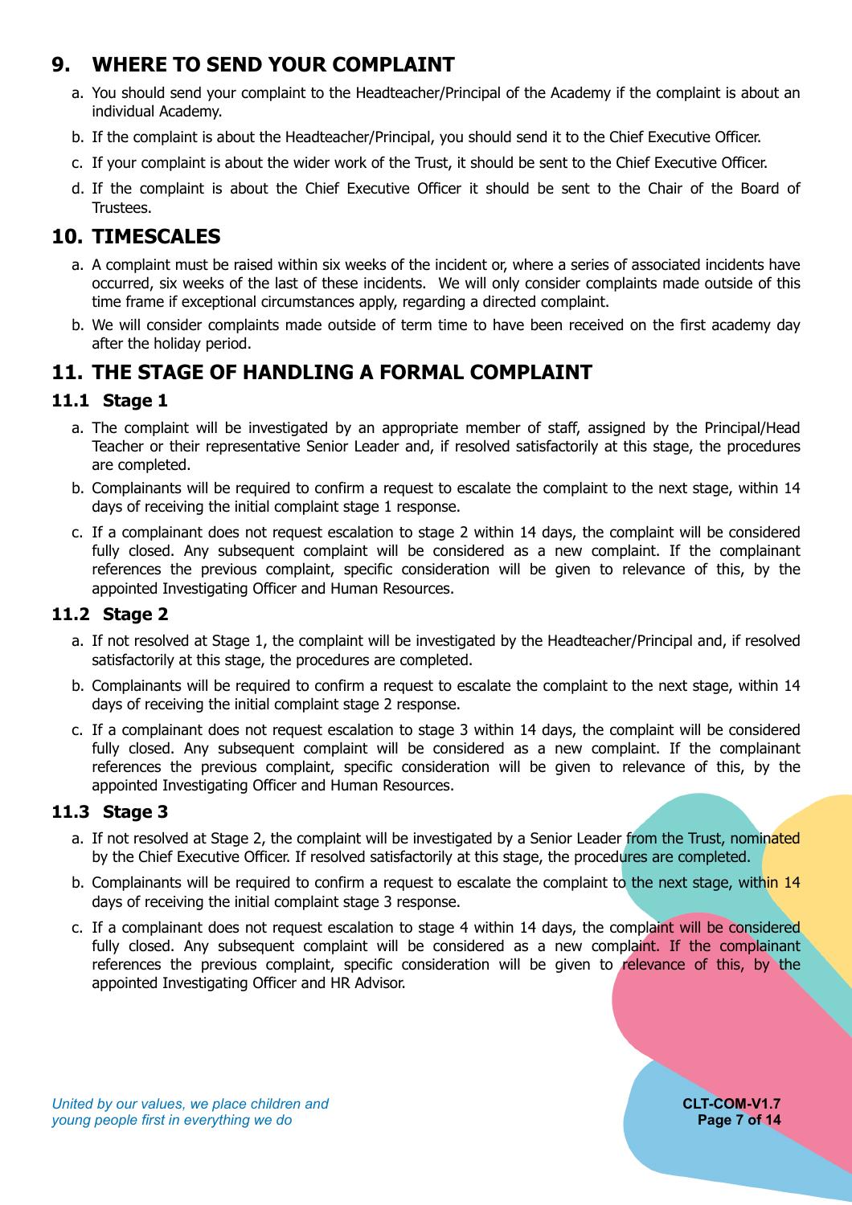## 9. WHERE TO SEND YOUR COMPLAINT

a. You should send your complaint to the Headteacher/Principal of the Academy if the complaint is about an individual Academy.

b. If the complaint is about the Headteacher/Principal, you should send it to the Chief Executive Officer.

c. If your complaint is about the wider work of the Trust, it should be sent to the Chief Executive Officer.

d. If the complaint is about the Chief Executive Officer it should be sent to the Chair of the Board of Trustees.

## 10. TIMESCALES

a. A complaint must be raised within six weeks of the incident or, where a series of associated incidents have occurred, six weeks of the last of these incidents. We will only consider complaints made outside of this time frame if exceptional circumstances apply, regarding a directed complaint.

b. We will consider complaints made outside of term time to have been received on the first academy day after the holiday period.

## 11. THE STAGE OF HANDLING A FORMAL COMPLAINT

### 11.1 Stage 1

a. The complaint will be investigated by an appropriate member of staff, assigned by the Principal/Head Teacher or their representative Senior Leader and, if resolved satisfactorily at this stage, the procedures are completed.

b. Complainants will be required to confirm a request to escalate the complaint to the next stage, within 14 days of receiving the initial complaint stage 1 response.

c. If a complainant does not request escalation to stage 2 within 14 days, the complaint will be considered fully closed. Any subsequent complaint will be considered as a new complaint. If the complainant references the previous complaint, specific consideration will be given to relevance of this, by the appointed Investigating Officer and Human Resources.

### 11.2 Stage 2

a. If not resolved at Stage 1, the complaint will be investigated by the Headteacher/Principal and, if resolved satisfactorily at this stage, the procedures are completed.

b. Complainants will be required to confirm a request to escalate the complaint to the next stage, within 14 days of receiving the initial complaint stage 2 response.

c. If a complainant does not request escalation to stage 3 within 14 days, the complaint will be considered fully closed. Any subsequent complaint will be considered as a new complaint. If the complainant references the previous complaint, specific consideration will be given to relevance of this, by the appointed Investigating Officer and Human Resources.

### 11.3 Stage 3

a. If not resolved at Stage 2, the complaint will be investigated by a Senior Leader from the Trust, nominated by the Chief Executive Officer. If resolved satisfactorily at this stage, the procedures are completed.

b. Complainants will be required to confirm a request to escalate the complaint to the next stage, within 14 days of receiving the initial complaint stage 3 response.

c. If a complainant does not request escalation to stage 4 within 14 days, the complaint will be considered fully closed. Any subsequent complaint will be considered as a new complaint. If the complainant references the previous complaint, specific consideration will be given to relevance of this, by the appointed Investigating Officer and HR Advisor.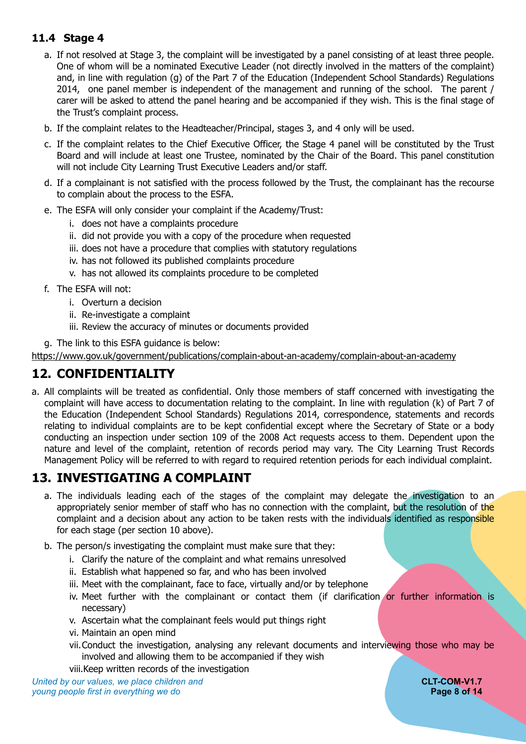### 11.4 Stage 4

a. If not resolved at Stage 3, the complaint will be investigated by a panel consisting of at least three people. One of whom will be a nominated Executive Leader (not directly involved in the matters of the complaint) and, in line with regulation (g) of the Part 7 of the Education (Independent School Standards) Regulations 2014, one panel member is independent of the management and running of the school. The parent / carer will be asked to attend the panel hearing and be accompanied if they wish. This is the final stage of the Trust's complaint process.

b. If the complaint relates to the Headteacher/Principal, stages 3, and 4 only will be used.

c. If the complaint relates to the Chief Executive Officer, the Stage 4 panel will be constituted by the Trust Board and will include at least one Trustee, nominated by the Chair of the Board. This panel constitution will not include City Learning Trust Executive Leaders and/or staff.

d. If a complainant is not satisfied with the process followed by the Trust, the complainant has the recourse to complain about the process to the ESFA.

e. The ESFA will only consider your complaint if the Academy/Trust:
   i. does not have a complaints procedure
   ii. did not provide you with a copy of the procedure when requested
   iii. does not have a procedure that complies with statutory regulations
   iv. has not followed its published complaints procedure
   v. has not allowed its complaints procedure to be completed

f. The ESFA will not:
   i. Overturn a decision
   ii. Re-investigate a complaint
   iii. Review the accuracy of minutes or documents provided

g. The link to this ESFA guidance is below:

https://www.gov.uk/government/publications/complain-about-an-academy/complain-about-an-academy

## 12. CONFIDENTIALITY

a. All complaints will be treated as confidential. Only those members of staff concerned with investigating the complaint will have access to documentation relating to the complaint. In line with regulation (k) of Part 7 of the Education (Independent School Standards) Regulations 2014, correspondence, statements and records relating to individual complaints are to be kept confidential except where the Secretary of State or a body conducting an inspection under section 109 of the 2008 Act requests access to them. Dependent upon the nature and level of the complaint, retention of records period may vary. The City Learning Trust Records Management Policy will be referred to with regard to required retention periods for each individual complaint.

## 13. INVESTIGATING A COMPLAINT

a. The individuals leading each of the stages of the complaint may delegate the investigation to an appropriately senior member of staff who has no connection with the complaint, but the resolution of the complaint and a decision about any action to be taken rests with the individuals identified as responsible for each stage (per section 10 above).

b. The person/s investigating the complaint must make sure that they:
   i. Clarify the nature of the complaint and what remains unresolved
   ii. Establish what happened so far, and who has been involved
   iii. Meet with the complainant, face to face, virtually and/or by telephone
   iv. Meet further with the complainant or contact them (if clarification or further information is necessary)
   v. Ascertain what the complainant feels would put things right
   vi. Maintain an open mind
   vii. Conduct the investigation, analysing any relevant documents and interviewing those who may be involved and allowing them to be accompanied if they wish
   viii. Keep written records of the investigation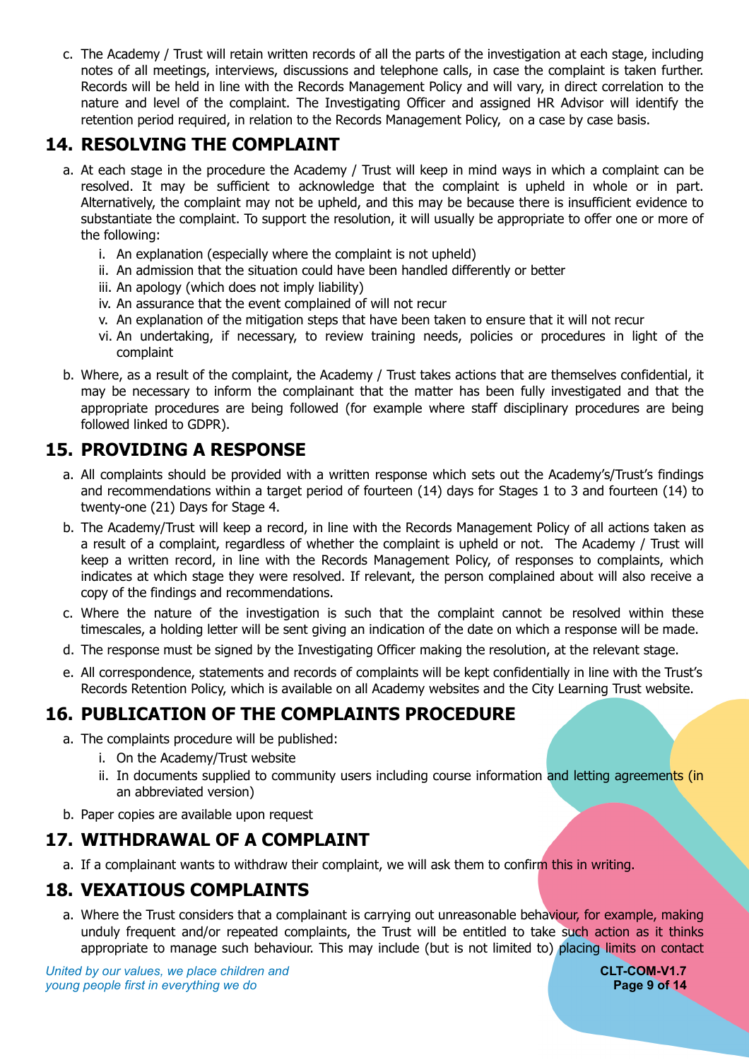c. The Academy / Trust will retain written records of all the parts of the investigation at each stage, including notes of all meetings, interviews, discussions and telephone calls, in case the complaint is taken further. Records will be held in line with the Records Management Policy and will vary, in direct correlation to the nature and level of the complaint. The Investigating Officer and assigned HR Advisor will identify the retention period required, in relation to the Records Management Policy, on a case by case basis.

## 14. RESOLVING THE COMPLAINT

a. At each stage in the procedure the Academy / Trust will keep in mind ways in which a complaint can be resolved. It may be sufficient to acknowledge that the complaint is upheld in whole or in part. Alternatively, the complaint may not be upheld, and this may be because there is insufficient evidence to substantiate the complaint. To support the resolution, it will usually be appropriate to offer one or more of the following:

   i. An explanation (especially where the complaint is not upheld)
   ii. An admission that the situation could have been handled differently or better
   iii. An apology (which does not imply liability)
   iv. An assurance that the event complained of will not recur
   v. An explanation of the mitigation steps that have been taken to ensure that it will not recur
   vi. An undertaking, if necessary, to review training needs, policies or procedures in light of the complaint

b. Where, as a result of the complaint, the Academy / Trust takes actions that are themselves confidential, it may be necessary to inform the complainant that the matter has been fully investigated and that the appropriate procedures are being followed (for example where staff disciplinary procedures are being followed linked to GDPR).

## 15. PROVIDING A RESPONSE

a. All complaints should be provided with a written response which sets out the Academy's/Trust's findings and recommendations within a target period of fourteen (14) days for Stages 1 to 3 and fourteen (14) to twenty-one (21) Days for Stage 4.

b. The Academy/Trust will keep a record, in line with the Records Management Policy of all actions taken as a result of a complaint, regardless of whether the complaint is upheld or not. The Academy / Trust will keep a written record, in line with the Records Management Policy, of responses to complaints, which indicates at which stage they were resolved. If relevant, the person complained about will also receive a copy of the findings and recommendations.

c. Where the nature of the investigation is such that the complaint cannot be resolved within these timescales, a holding letter will be sent giving an indication of the date on which a response will be made.

d. The response must be signed by the Investigating Officer making the resolution, at the relevant stage.

e. All correspondence, statements and records of complaints will be kept confidentially in line with the Trust's Records Retention Policy, which is available on all Academy websites and the City Learning Trust website.

## 16. PUBLICATION OF THE COMPLAINTS PROCEDURE

a. The complaints procedure will be published:

   i. On the Academy/Trust website
   ii. In documents supplied to community users including course information and letting agreements (in an abbreviated version)

b. Paper copies are available upon request

## 17. WITHDRAWAL OF A COMPLAINT

a. If a complainant wants to withdraw their complaint, we will ask them to confirm this in writing.

## 18. VEXATIOUS COMPLAINTS

a. Where the Trust considers that a complainant is carrying out unreasonable behaviour, for example, making unduly frequent and/or repeated complaints, the Trust will be entitled to take such action as it thinks appropriate to manage such behaviour. This may include (but is not limited to) placing limits on contact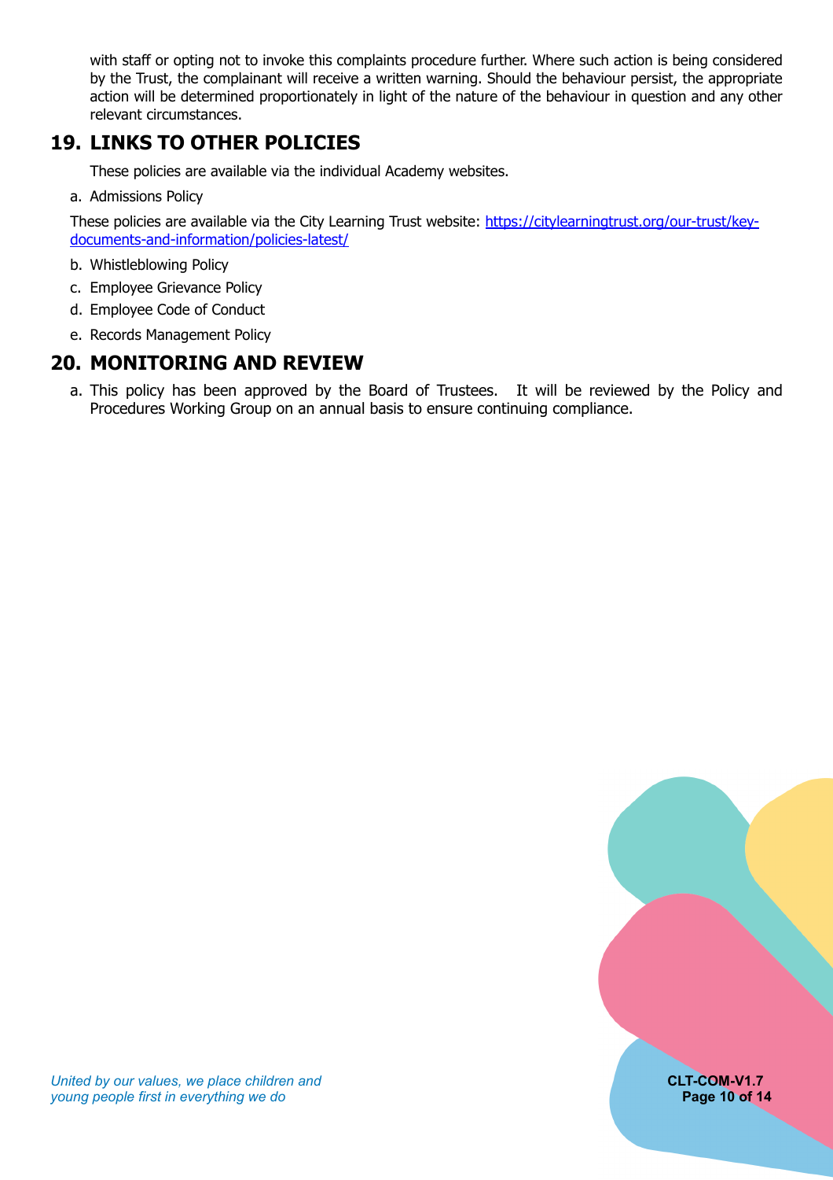with staff or opting not to invoke this complaints procedure further. Where such action is being considered by the Trust, the complainant will receive a written warning. Should the behaviour persist, the appropriate action will be determined proportionately in light of the nature of the behaviour in question and any other relevant circumstances.

## 19. LINKS TO OTHER POLICIES

These policies are available via the individual Academy websites.

a. Admissions Policy

These policies are available via the City Learning Trust website: [https://citylearningtrust.org/our-trust/key-documents-and-information/policies-latest/](https://citylearningtrust.org/our-trust/key-documents-and-information/policies-latest/)

b. Whistleblowing Policy

c. Employee Grievance Policy

d. Employee Code of Conduct

e. Records Management Policy

## 20. MONITORING AND REVIEW

a. This policy has been approved by the Board of Trustees. It will be reviewed by the Policy and Procedures Working Group on an annual basis to ensure continuing compliance.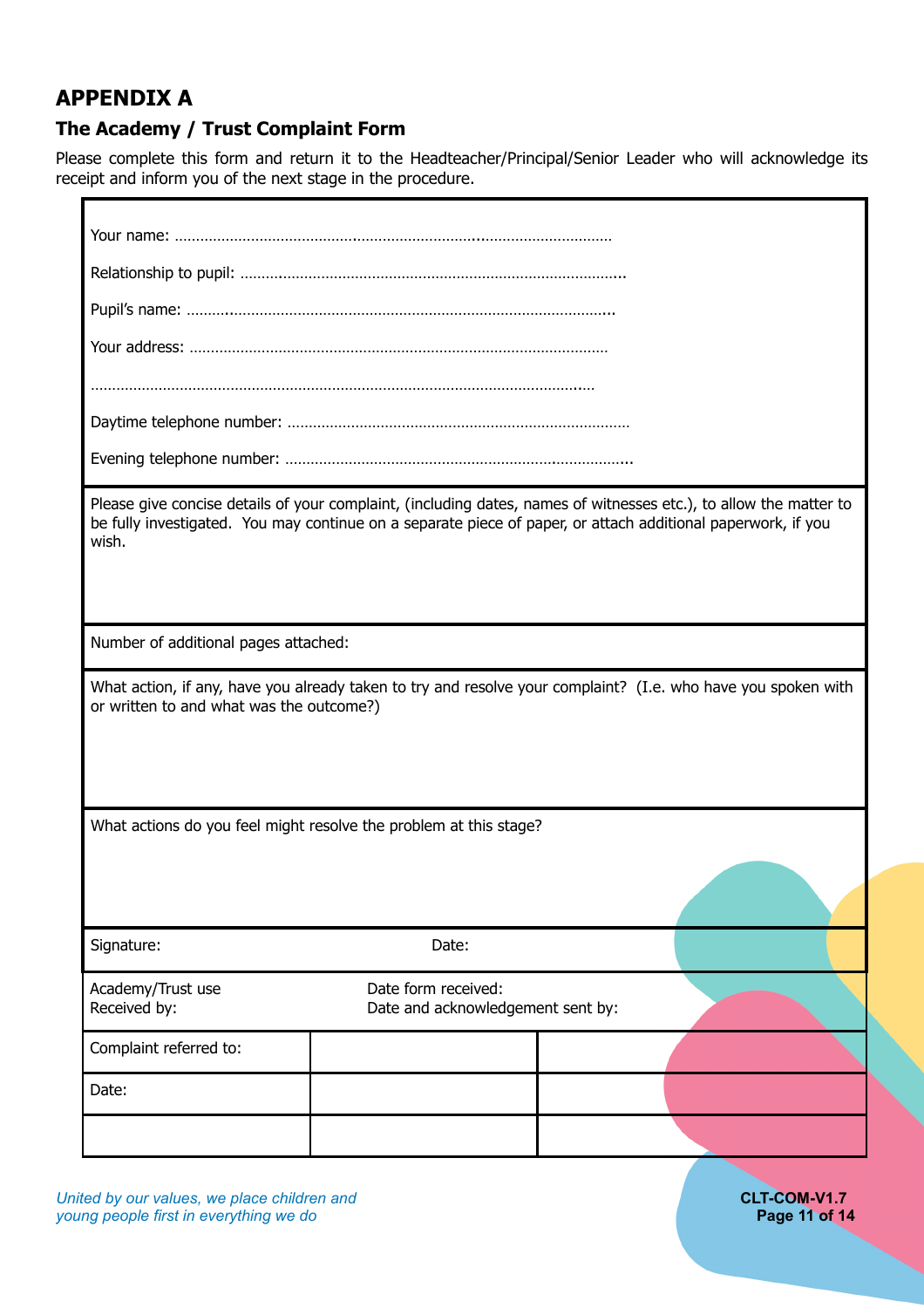# APPENDIX A

## The Academy / Trust Complaint Form

Please complete this form and return it to the Headteacher/Principal/Senior Leader who will acknowledge its receipt and inform you of the next stage in the procedure.

Your name: ……………………………………………………………………………………………

Relationship to pupil: ………………………………………………………………………………..

Pupil's name: ………………………………………………………………………………………..

Your address: ………………………………………………………………………………………

………………………………………………………………………………………………………….

Daytime telephone number: ………………………………………………………………………

Evening telephone number: ………………………………………………………………………..

Please give concise details of your complaint, (including dates, names of witnesses etc.), to allow the matter to be fully investigated. You may continue on a separate piece of paper, or attach additional paperwork, if you wish.

Number of additional pages attached:

What action, if any, have you already taken to try and resolve your complaint? (I.e. who have you spoken with or written to and what was the outcome?)

What actions do you feel might resolve the problem at this stage?

Signature: Date:

| Academy/Trust use<br>Received by: | Date form received:<br>Date and acknowledgement sent by: | |
|---|---|---|
| Complaint referred to: | | |
| Date: | | |
| | | |

*United by our values, we place children and young people first in everything we do*

CLT-COM-V1.7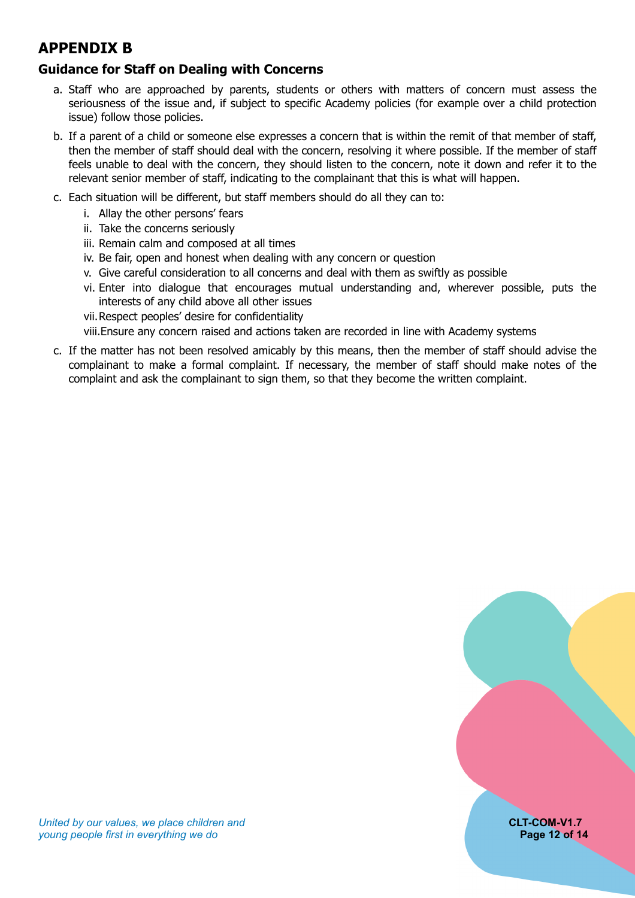# APPENDIX B

## Guidance for Staff on Dealing with Concerns

a. Staff who are approached by parents, students or others with matters of concern must assess the seriousness of the issue and, if subject to specific Academy policies (for example over a child protection issue) follow those policies.

b. If a parent of a child or someone else expresses a concern that is within the remit of that member of staff, then the member of staff should deal with the concern, resolving it where possible. If the member of staff feels unable to deal with the concern, they should listen to the concern, note it down and refer it to the relevant senior member of staff, indicating to the complainant that this is what will happen.

c. Each situation will be different, but staff members should do all they can to:

   i. Allay the other persons' fears
   ii. Take the concerns seriously
   iii. Remain calm and composed at all times
   iv. Be fair, open and honest when dealing with any concern or question
   v. Give careful consideration to all concerns and deal with them as swiftly as possible
   vi. Enter into dialogue that encourages mutual understanding and, wherever possible, puts the interests of any child above all other issues
   vii. Respect peoples' desire for confidentiality
   viii. Ensure any concern raised and actions taken are recorded in line with Academy systems

c. If the matter has not been resolved amicably by this means, then the member of staff should advise the complainant to make a formal complaint. If necessary, the member of staff should make notes of the complaint and ask the complainant to sign them, so that they become the written complaint.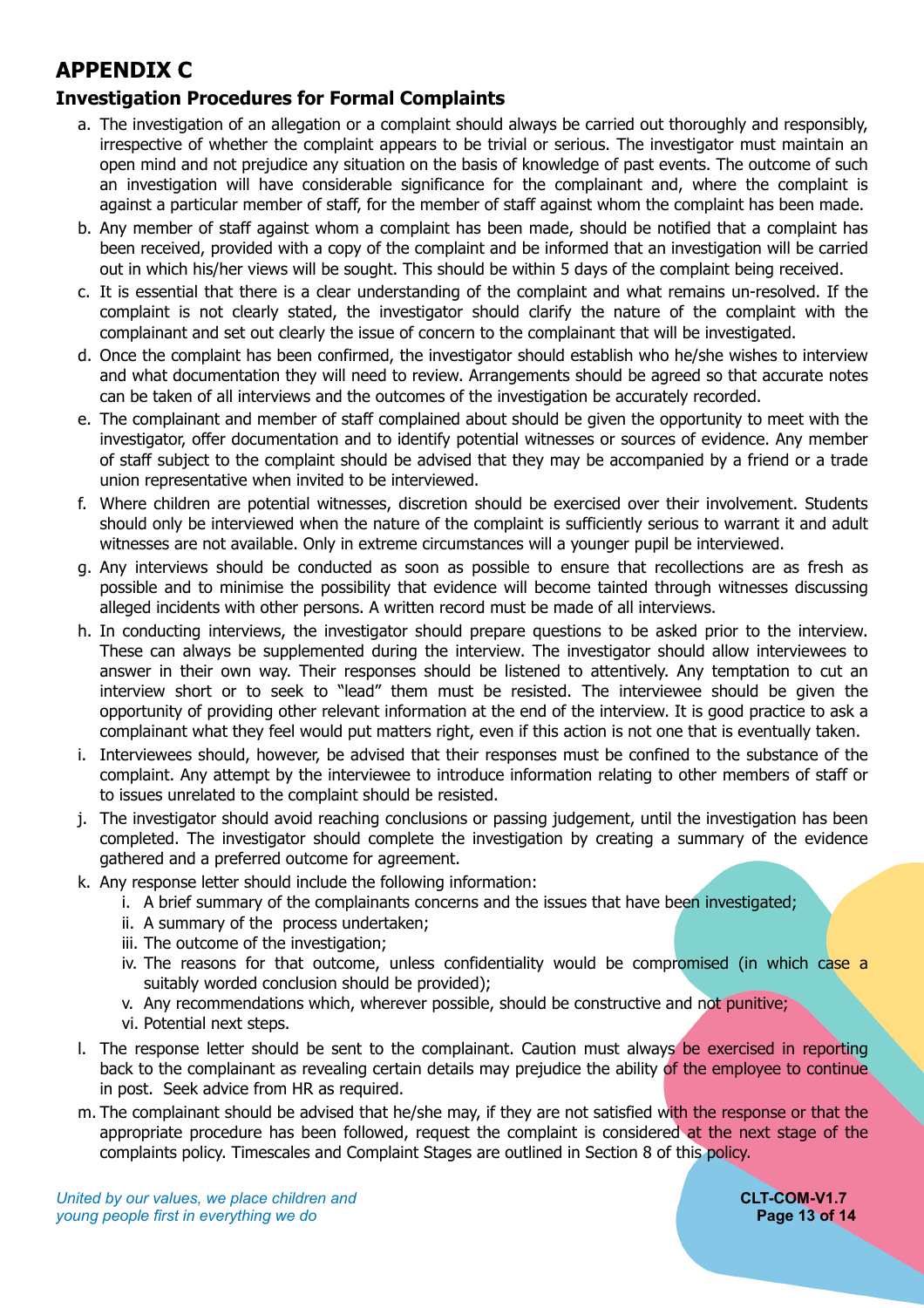# APPENDIX C

## Investigation Procedures for Formal Complaints

a. The investigation of an allegation or a complaint should always be carried out thoroughly and responsibly, irrespective of whether the complaint appears to be trivial or serious. The investigator must maintain an open mind and not prejudice any situation on the basis of knowledge of past events. The outcome of such an investigation will have considerable significance for the complainant and, where the complaint is against a particular member of staff, for the member of staff against whom the complaint has been made.

b. Any member of staff against whom a complaint has been made, should be notified that a complaint has been received, provided with a copy of the complaint and be informed that an investigation will be carried out in which his/her views will be sought. This should be within 5 days of the complaint being received.

c. It is essential that there is a clear understanding of the complaint and what remains un-resolved. If the complaint is not clearly stated, the investigator should clarify the nature of the complaint with the complainant and set out clearly the issue of concern to the complainant that will be investigated.

d. Once the complaint has been confirmed, the investigator should establish who he/she wishes to interview and what documentation they will need to review. Arrangements should be agreed so that accurate notes can be taken of all interviews and the outcomes of the investigation be accurately recorded.

e. The complainant and member of staff complained about should be given the opportunity to meet with the investigator, offer documentation and to identify potential witnesses or sources of evidence. Any member of staff subject to the complaint should be advised that they may be accompanied by a friend or a trade union representative when invited to be interviewed.

f. Where children are potential witnesses, discretion should be exercised over their involvement. Students should only be interviewed when the nature of the complaint is sufficiently serious to warrant it and adult witnesses are not available. Only in extreme circumstances will a younger pupil be interviewed.

g. Any interviews should be conducted as soon as possible to ensure that recollections are as fresh as possible and to minimise the possibility that evidence will become tainted through witnesses discussing alleged incidents with other persons. A written record must be made of all interviews.

h. In conducting interviews, the investigator should prepare questions to be asked prior to the interview. These can always be supplemented during the interview. The investigator should allow interviewees to answer in their own way. Their responses should be listened to attentively. Any temptation to cut an interview short or to seek to "lead" them must be resisted. The interviewee should be given the opportunity of providing other relevant information at the end of the interview. It is good practice to ask a complainant what they feel would put matters right, even if this action is not one that is eventually taken.

i. Interviewees should, however, be advised that their responses must be confined to the substance of the complaint. Any attempt by the interviewee to introduce information relating to other members of staff or to issues unrelated to the complaint should be resisted.

j. The investigator should avoid reaching conclusions or passing judgement, until the investigation has been completed. The investigator should complete the investigation by creating a summary of the evidence gathered and a preferred outcome for agreement.

k. Any response letter should include the following information:
   i. A brief summary of the complainants concerns and the issues that have been investigated;
   ii. A summary of the process undertaken;
   iii. The outcome of the investigation;
   iv. The reasons for that outcome, unless confidentiality would be compromised (in which case a suitably worded conclusion should be provided);
   v. Any recommendations which, wherever possible, should be constructive and not punitive;
   vi. Potential next steps.

l. The response letter should be sent to the complainant. Caution must always be exercised in reporting back to the complainant as revealing certain details may prejudice the ability of the employee to continue in post. Seek advice from HR as required.

m. The complainant should be advised that he/she may, if they are not satisfied with the response or that the appropriate procedure has been followed, request the complaint is considered at the next stage of the complaints policy. Timescales and Complaint Stages are outlined in Section 8 of this policy.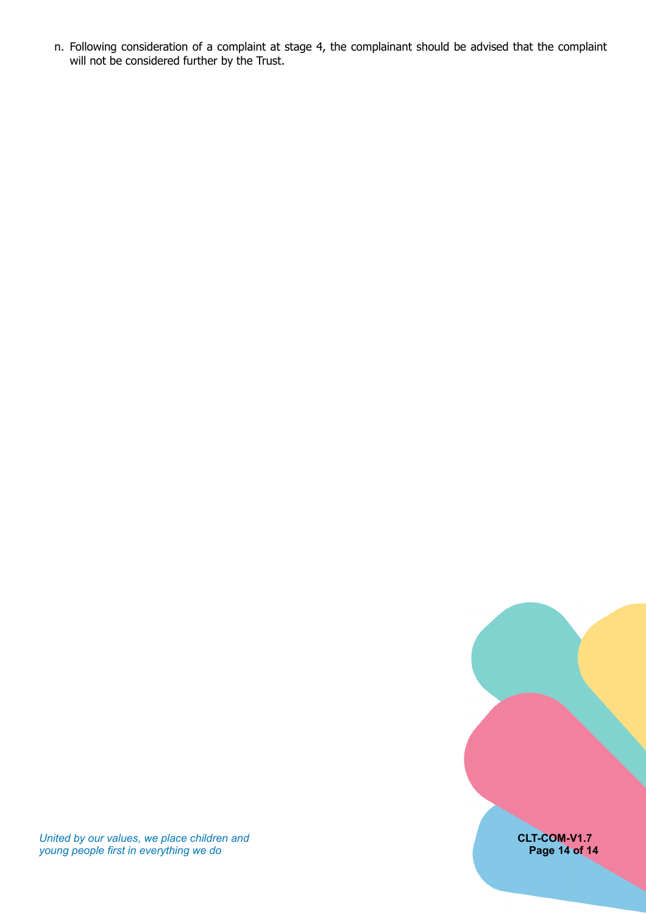n. Following consideration of a complaint at stage 4, the complainant should be advised that the complaint will not be considered further by the Trust.